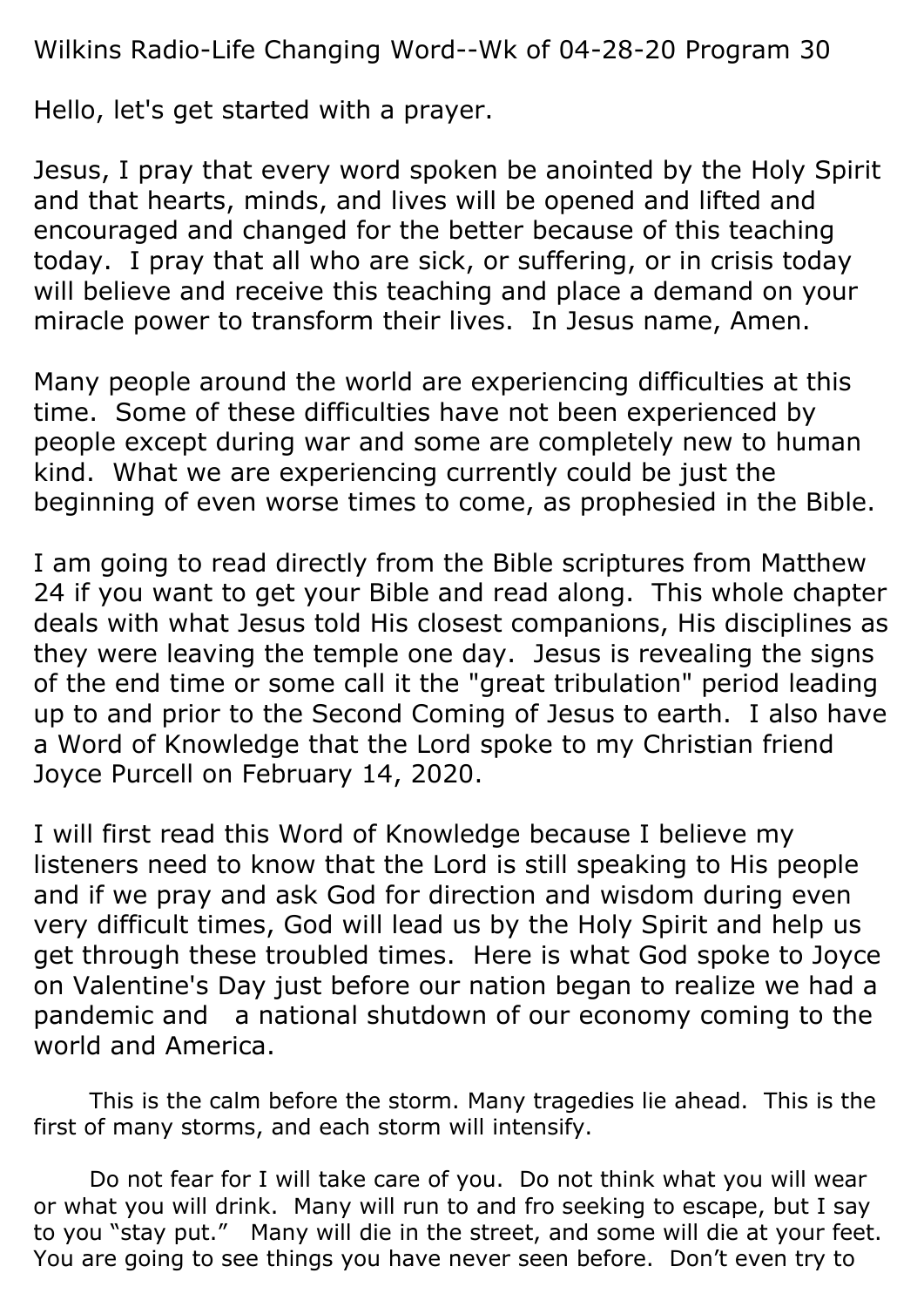Wilkins Radio-Life Changing Word--Wk of 04-28-20 Program 30

Hello, let's get started with a prayer.

Jesus, I pray that every word spoken be anointed by the Holy Spirit and that hearts, minds, and lives will be opened and lifted and encouraged and changed for the better because of this teaching today. I pray that all who are sick, or suffering, or in crisis today will believe and receive this teaching and place a demand on your miracle power to transform their lives. In Jesus name, Amen.

Many people around the world are experiencing difficulties at this time. Some of these difficulties have not been experienced by people except during war and some are completely new to human kind. What we are experiencing currently could be just the beginning of even worse times to come, as prophesied in the Bible.

I am going to read directly from the Bible scriptures from Matthew 24 if you want to get your Bible and read along. This whole chapter deals with what Jesus told His closest companions, His disciplines as they were leaving the temple one day. Jesus is revealing the signs of the end time or some call it the "great tribulation" period leading up to and prior to the Second Coming of Jesus to earth. I also have a Word of Knowledge that the Lord spoke to my Christian friend Joyce Purcell on February 14, 2020.

I will first read this Word of Knowledge because I believe my listeners need to know that the Lord is still speaking to His people and if we pray and ask God for direction and wisdom during even very difficult times, God will lead us by the Holy Spirit and help us get through these troubled times. Here is what God spoke to Joyce on Valentine's Day just before our nation began to realize we had a pandemic and a national shutdown of our economy coming to the world and America.

> This is the calm before the storm. Many tragedies lie ahead. This is the first of many storms, and each storm will intensify.
>
> Do not fear for I will take care of you. Do not think what you will wear or what you will drink. Many will run to and fro seeking to escape, but I say to you "stay put." Many will die in the street, and some will die at your feet. You are going to see things you have never seen before. Don't even try to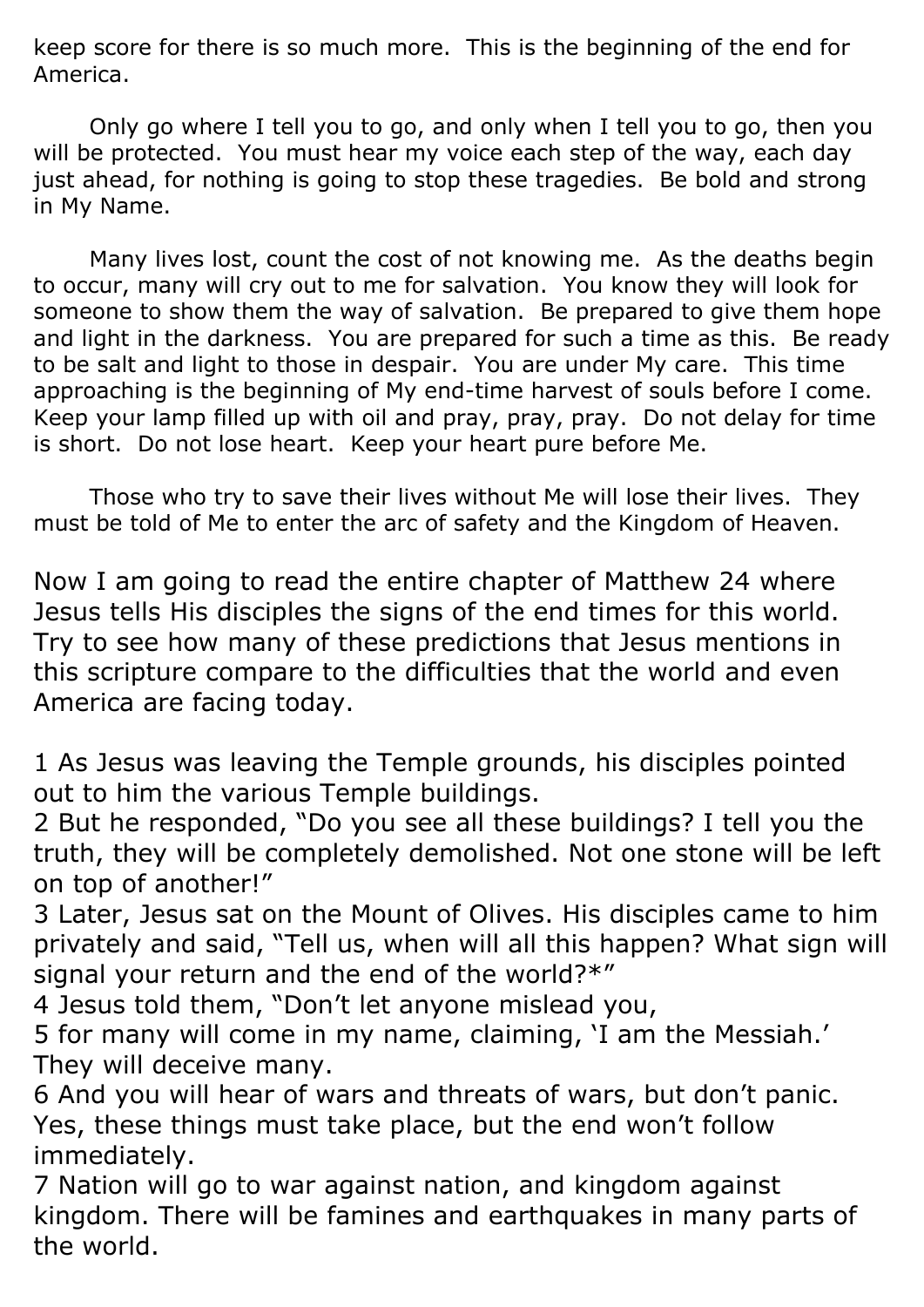keep score for there is so much more. This is the beginning of the end for America.

Only go where I tell you to go, and only when I tell you to go, then you will be protected. You must hear my voice each step of the way, each day just ahead, for nothing is going to stop these tragedies. Be bold and strong in My Name.

Many lives lost, count the cost of not knowing me. As the deaths begin to occur, many will cry out to me for salvation. You know they will look for someone to show them the way of salvation. Be prepared to give them hope and light in the darkness. You are prepared for such a time as this. Be ready to be salt and light to those in despair. You are under My care. This time approaching is the beginning of My end-time harvest of souls before I come. Keep your lamp filled up with oil and pray, pray, pray. Do not delay for time is short. Do not lose heart. Keep your heart pure before Me.

Those who try to save their lives without Me will lose their lives. They must be told of Me to enter the arc of safety and the Kingdom of Heaven.

Now I am going to read the entire chapter of Matthew 24 where Jesus tells His disciples the signs of the end times for this world. Try to see how many of these predictions that Jesus mentions in this scripture compare to the difficulties that the world and even America are facing today.

1 As Jesus was leaving the Temple grounds, his disciples pointed out to him the various Temple buildings.
2 But he responded, "Do you see all these buildings? I tell you the truth, they will be completely demolished. Not one stone will be left on top of another!"
3 Later, Jesus sat on the Mount of Olives. His disciples came to him privately and said, "Tell us, when will all this happen? What sign will signal your return and the end of the world?*"
4 Jesus told them, "Don't let anyone mislead you,
5 for many will come in my name, claiming, 'I am the Messiah.' They will deceive many.
6 And you will hear of wars and threats of wars, but don't panic. Yes, these things must take place, but the end won't follow immediately.
7 Nation will go to war against nation, and kingdom against kingdom. There will be famines and earthquakes in many parts of the world.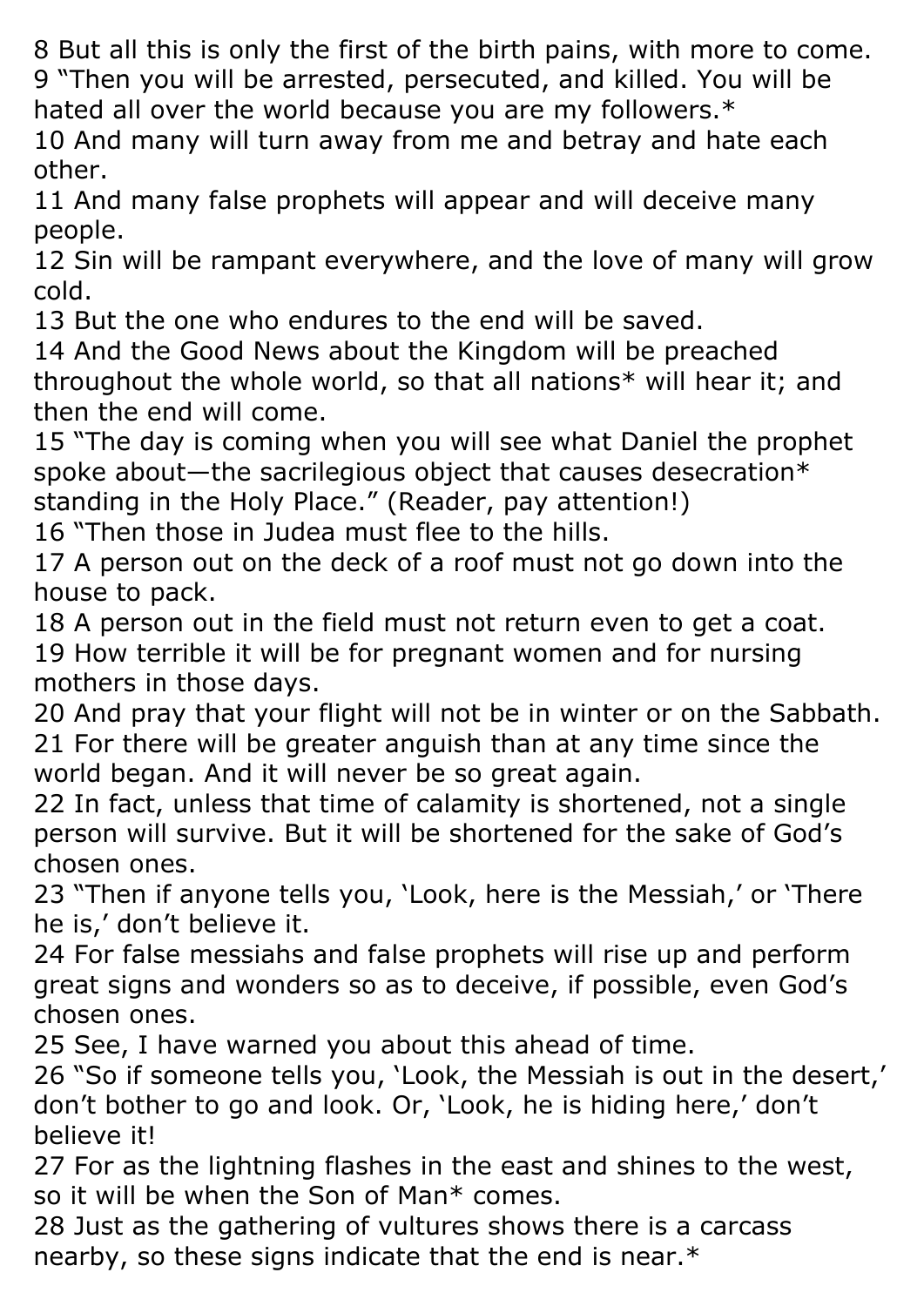8 But all this is only the first of the birth pains, with more to come.
9 "Then you will be arrested, persecuted, and killed. You will be hated all over the world because you are my followers.*
10 And many will turn away from me and betray and hate each other.
11 And many false prophets will appear and will deceive many people.
12 Sin will be rampant everywhere, and the love of many will grow cold.
13 But the one who endures to the end will be saved.
14 And the Good News about the Kingdom will be preached throughout the whole world, so that all nations* will hear it; and then the end will come.
15 "The day is coming when you will see what Daniel the prophet spoke about—the sacrilegious object that causes desecration* standing in the Holy Place." (Reader, pay attention!)
16 "Then those in Judea must flee to the hills.
17 A person out on the deck of a roof must not go down into the house to pack.
18 A person out in the field must not return even to get a coat.
19 How terrible it will be for pregnant women and for nursing mothers in those days.
20 And pray that your flight will not be in winter or on the Sabbath.
21 For there will be greater anguish than at any time since the world began. And it will never be so great again.
22 In fact, unless that time of calamity is shortened, not a single person will survive. But it will be shortened for the sake of God's chosen ones.
23 "Then if anyone tells you, 'Look, here is the Messiah,' or 'There he is,' don't believe it.
24 For false messiahs and false prophets will rise up and perform great signs and wonders so as to deceive, if possible, even God's chosen ones.
25 See, I have warned you about this ahead of time.
26 "So if someone tells you, 'Look, the Messiah is out in the desert,' don't bother to go and look. Or, 'Look, he is hiding here,' don't believe it!
27 For as the lightning flashes in the east and shines to the west, so it will be when the Son of Man* comes.
28 Just as the gathering of vultures shows there is a carcass nearby, so these signs indicate that the end is near.*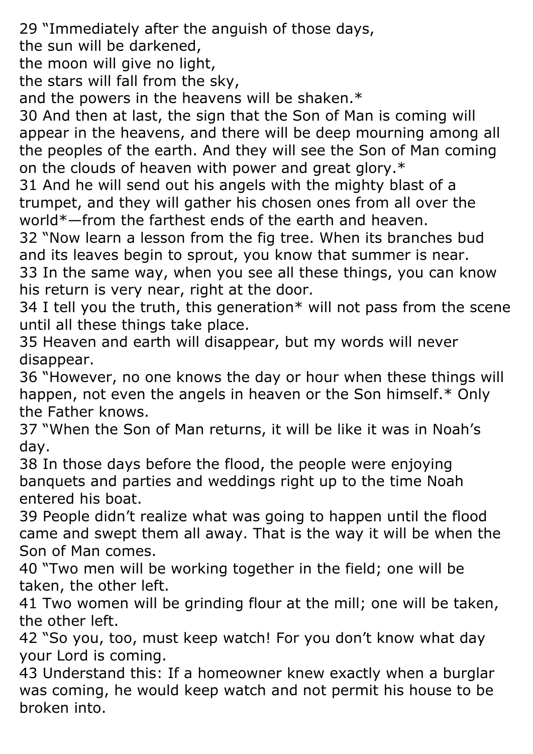29 “Immediately after the anguish of those days,
the sun will be darkened,
the moon will give no light,
the stars will fall from the sky,
and the powers in the heavens will be shaken.*

30 And then at last, the sign that the Son of Man is coming will appear in the heavens, and there will be deep mourning among all the peoples of the earth. And they will see the Son of Man coming on the clouds of heaven with power and great glory.*

31 And he will send out his angels with the mighty blast of a trumpet, and they will gather his chosen ones from all over the world*—from the farthest ends of the earth and heaven.

32 “Now learn a lesson from the fig tree. When its branches bud and its leaves begin to sprout, you know that summer is near.

33 In the same way, when you see all these things, you can know his return is very near, right at the door.

34 I tell you the truth, this generation* will not pass from the scene until all these things take place.

35 Heaven and earth will disappear, but my words will never disappear.

36 “However, no one knows the day or hour when these things will happen, not even the angels in heaven or the Son himself.* Only the Father knows.

37 “When the Son of Man returns, it will be like it was in Noah’s day.

38 In those days before the flood, the people were enjoying banquets and parties and weddings right up to the time Noah entered his boat.

39 People didn’t realize what was going to happen until the flood came and swept them all away. That is the way it will be when the Son of Man comes.

40 “Two men will be working together in the field; one will be taken, the other left.

41 Two women will be grinding flour at the mill; one will be taken, the other left.

42 “So you, too, must keep watch! For you don’t know what day your Lord is coming.

43 Understand this: If a homeowner knew exactly when a burglar was coming, he would keep watch and not permit his house to be broken into.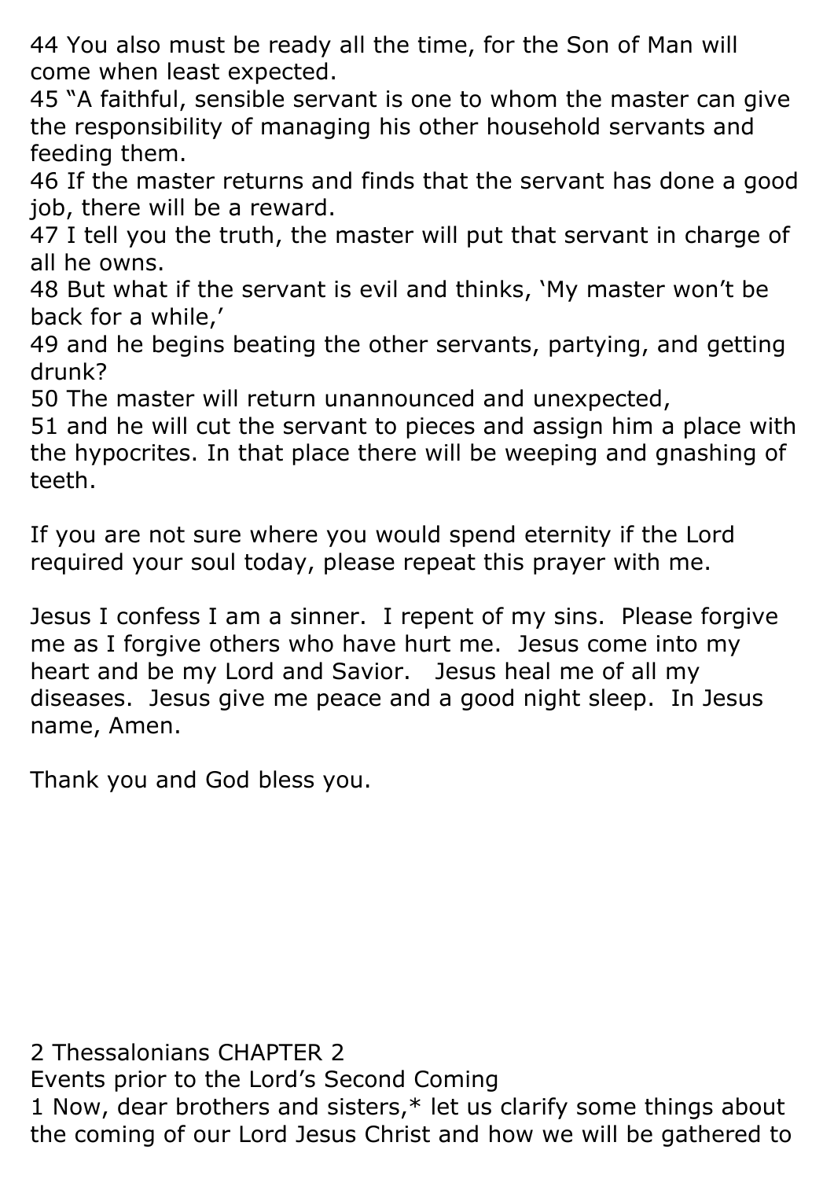44 You also must be ready all the time, for the Son of Man will come when least expected.
45 "A faithful, sensible servant is one to whom the master can give the responsibility of managing his other household servants and feeding them.
46 If the master returns and finds that the servant has done a good job, there will be a reward.
47 I tell you the truth, the master will put that servant in charge of all he owns.
48 But what if the servant is evil and thinks, 'My master won't be back for a while,'
49 and he begins beating the other servants, partying, and getting drunk?
50 The master will return unannounced and unexpected,
51 and he will cut the servant to pieces and assign him a place with the hypocrites. In that place there will be weeping and gnashing of teeth.

If you are not sure where you would spend eternity if the Lord required your soul today, please repeat this prayer with me.

Jesus I confess I am a sinner. I repent of my sins. Please forgive me as I forgive others who have hurt me. Jesus come into my heart and be my Lord and Savior. Jesus heal me of all my diseases. Jesus give me peace and a good night sleep. In Jesus name, Amen.

Thank you and God bless you.

2 Thessalonians CHAPTER 2
Events prior to the Lord's Second Coming
1 Now, dear brothers and sisters,* let us clarify some things about the coming of our Lord Jesus Christ and how we will be gathered to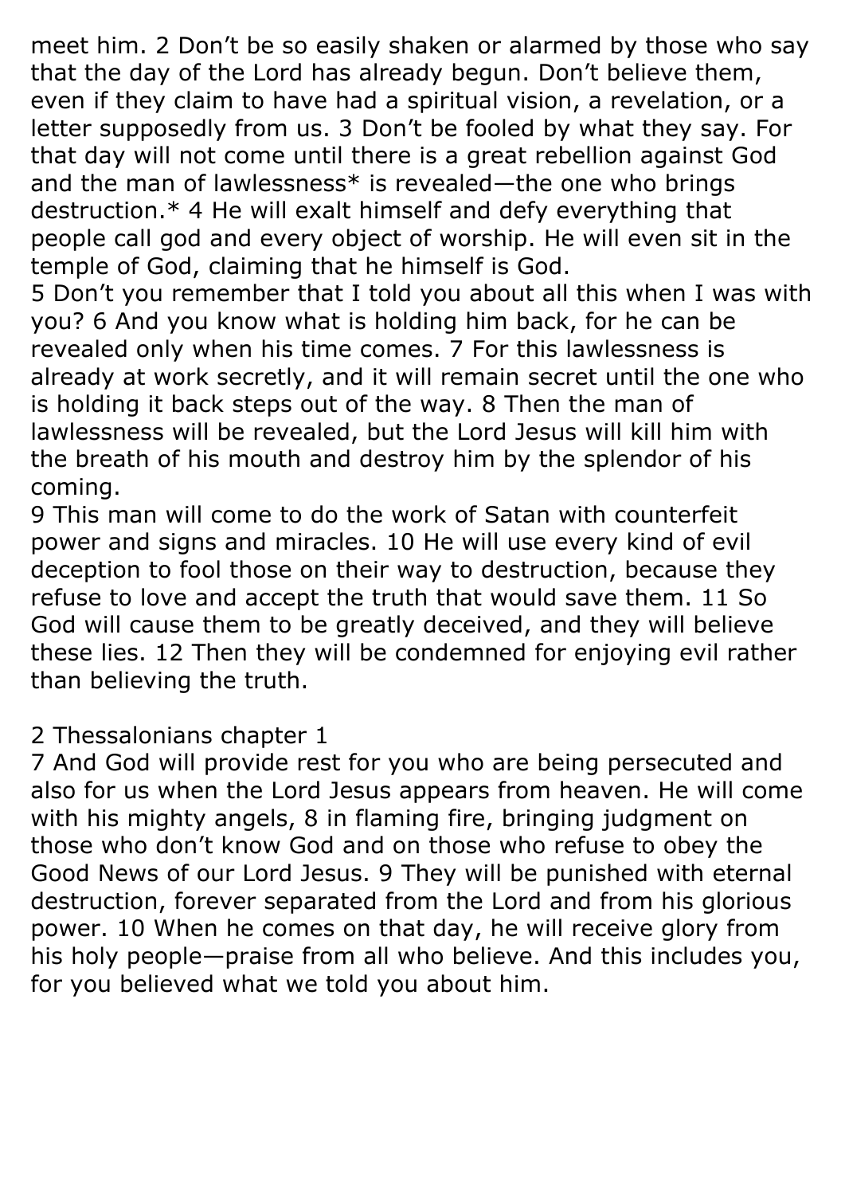meet him. 2 Don't be so easily shaken or alarmed by those who say that the day of the Lord has already begun. Don't believe them, even if they claim to have had a spiritual vision, a revelation, or a letter supposedly from us. 3 Don't be fooled by what they say. For that day will not come until there is a great rebellion against God and the man of lawlessness* is revealed—the one who brings destruction.* 4 He will exalt himself and defy everything that people call god and every object of worship. He will even sit in the temple of God, claiming that he himself is God.

5 Don't you remember that I told you about all this when I was with you? 6 And you know what is holding him back, for he can be revealed only when his time comes. 7 For this lawlessness is already at work secretly, and it will remain secret until the one who is holding it back steps out of the way. 8 Then the man of lawlessness will be revealed, but the Lord Jesus will kill him with the breath of his mouth and destroy him by the splendor of his coming.

9 This man will come to do the work of Satan with counterfeit power and signs and miracles. 10 He will use every kind of evil deception to fool those on their way to destruction, because they refuse to love and accept the truth that would save them. 11 So God will cause them to be greatly deceived, and they will believe these lies. 12 Then they will be condemned for enjoying evil rather than believing the truth.

2 Thessalonians chapter 1

7 And God will provide rest for you who are being persecuted and also for us when the Lord Jesus appears from heaven. He will come with his mighty angels, 8 in flaming fire, bringing judgment on those who don't know God and on those who refuse to obey the Good News of our Lord Jesus. 9 They will be punished with eternal destruction, forever separated from the Lord and from his glorious power. 10 When he comes on that day, he will receive glory from his holy people—praise from all who believe. And this includes you, for you believed what we told you about him.